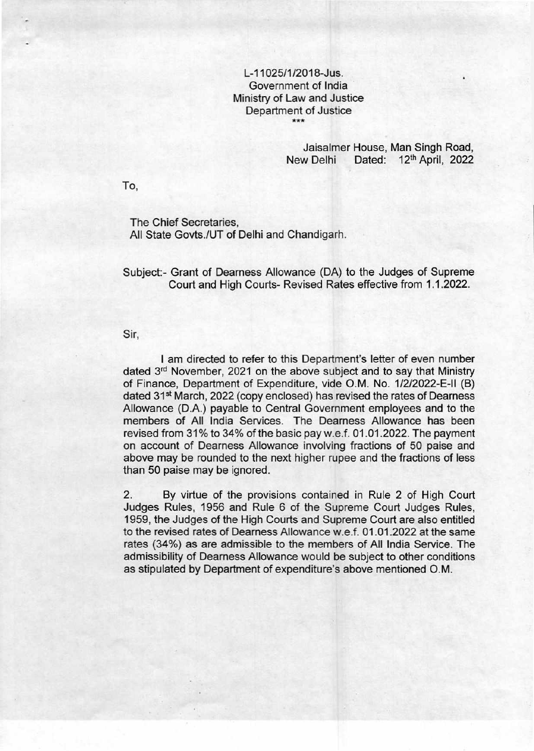L-11025/1/2018-Jus.
Government of India
Ministry of Law and Justice
Department of Justice
\*\*\*

Jaisalmer House, Man Singh Road,
New Delhi Dated: 12th April, 2022

To,

The Chief Secretaries,
All State Govts./UT of Delhi and Chandigarh.

Subject:- Grant of Dearness Allowance (DA) to the Judges of Supreme Court and High Courts- Revised Rates effective from 1.1.2022.

Sir,

I am directed to refer to this Department's letter of even number dated 3rd November, 2021 on the above subject and to say that Ministry of Finance, Department of Expenditure, vide O.M. No. 1/2/2022-E-II (B) dated 31st March, 2022 (copy enclosed) has revised the rates of Dearness Allowance (D.A.) payable to Central Government employees and to the members of All India Services. The Dearness Allowance has been revised from 31% to 34% of the basic pay w.e.f. 01.01.2022. The payment on account of Dearness Allowance involving fractions of 50 paise and above may be rounded to the next higher rupee and the fractions of less than 50 paise may be ignored.

2. By virtue of the provisions contained in Rule 2 of High Court Judges Rules, 1956 and Rule 6 of the Supreme Court Judges Rules, 1959, the Judges of the High Courts and Supreme Court are also entitled to the revised rates of Dearness Allowance w.e.f. 01.01.2022 at the same rates (34%) as are admissible to the members of All India Service. The admissibility of Dearness Allowance would be subject to other conditions as stipulated by Department of expenditure's above mentioned O.M.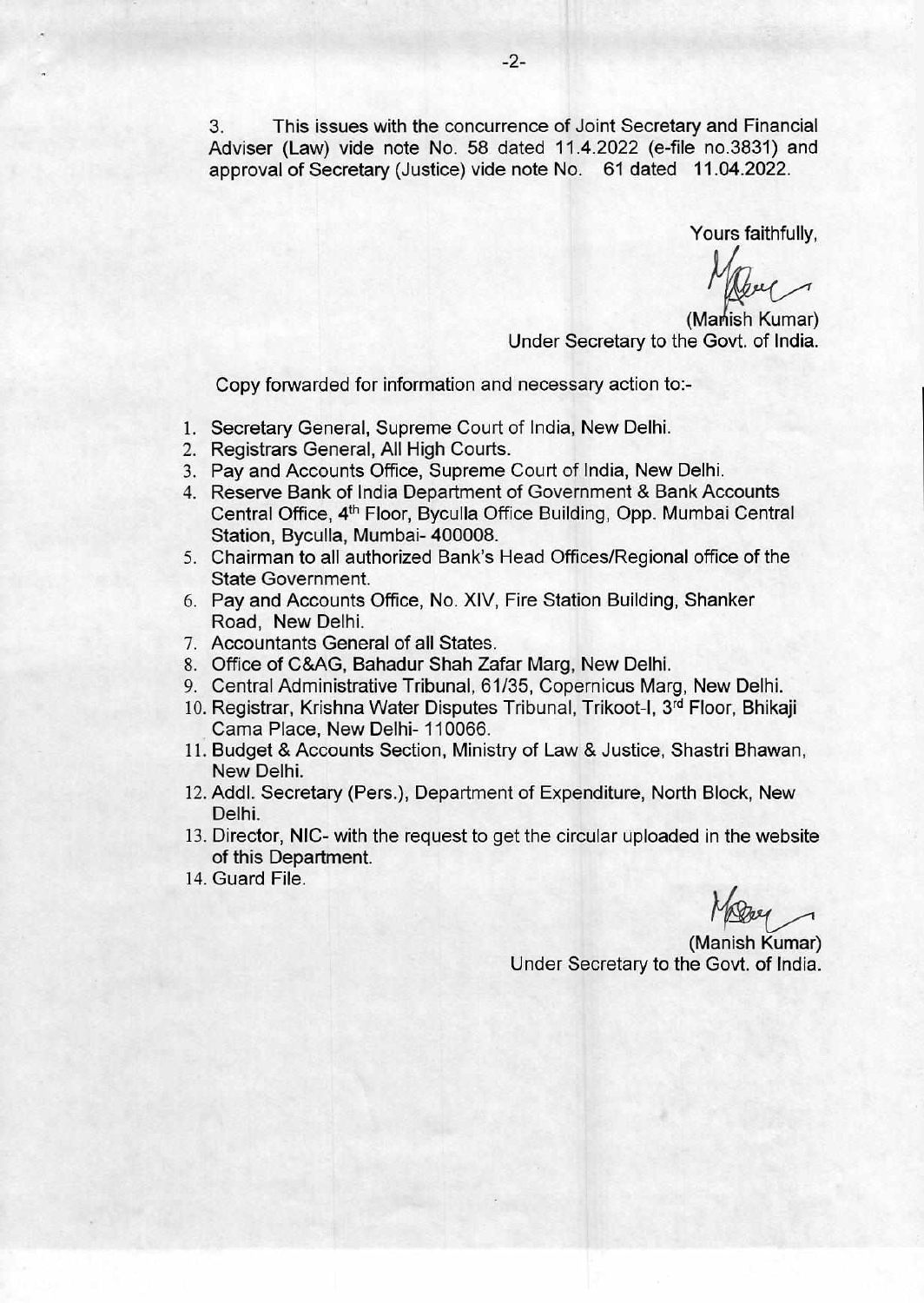3. This issues with the concurrence of Joint Secretary and Financial Adviser (Law) vide note No. 58 dated 11.4.2022 (e-file no.3831) and approval of Secretary (Justice) vide note No. 61 dated 11.04.2022.

Yours faithfully,

(Manish Kumar)
Under Secretary to the Govt. of India.

Copy forwarded for information and necessary action to:-

1. Secretary General, Supreme Court of India, New Delhi.
2. Registrars General, All High Courts.
3. Pay and Accounts Office, Supreme Court of India, New Delhi.
4. Reserve Bank of India Department of Government & Bank Accounts Central Office, 4th Floor, Byculla Office Building, Opp. Mumbai Central Station, Byculla, Mumbai- 400008.
5. Chairman to all authorized Bank's Head Offices/Regional office of the State Government.
6. Pay and Accounts Office, No. XIV, Fire Station Building, Shanker Road, New Delhi.
7. Accountants General of all States.
8. Office of C&AG, Bahadur Shah Zafar Marg, New Delhi.
9. Central Administrative Tribunal, 61/35, Copernicus Marg, New Delhi.
10. Registrar, Krishna Water Disputes Tribunal, Trikoot-I, 3rd Floor, Bhikaji Cama Place, New Delhi- 110066.
11. Budget & Accounts Section, Ministry of Law & Justice, Shastri Bhawan, New Delhi.
12. Addl. Secretary (Pers.), Department of Expenditure, North Block, New Delhi.
13. Director, NIC- with the request to get the circular uploaded in the website of this Department.
14. Guard File.

(Manish Kumar)
Under Secretary to the Govt. of India.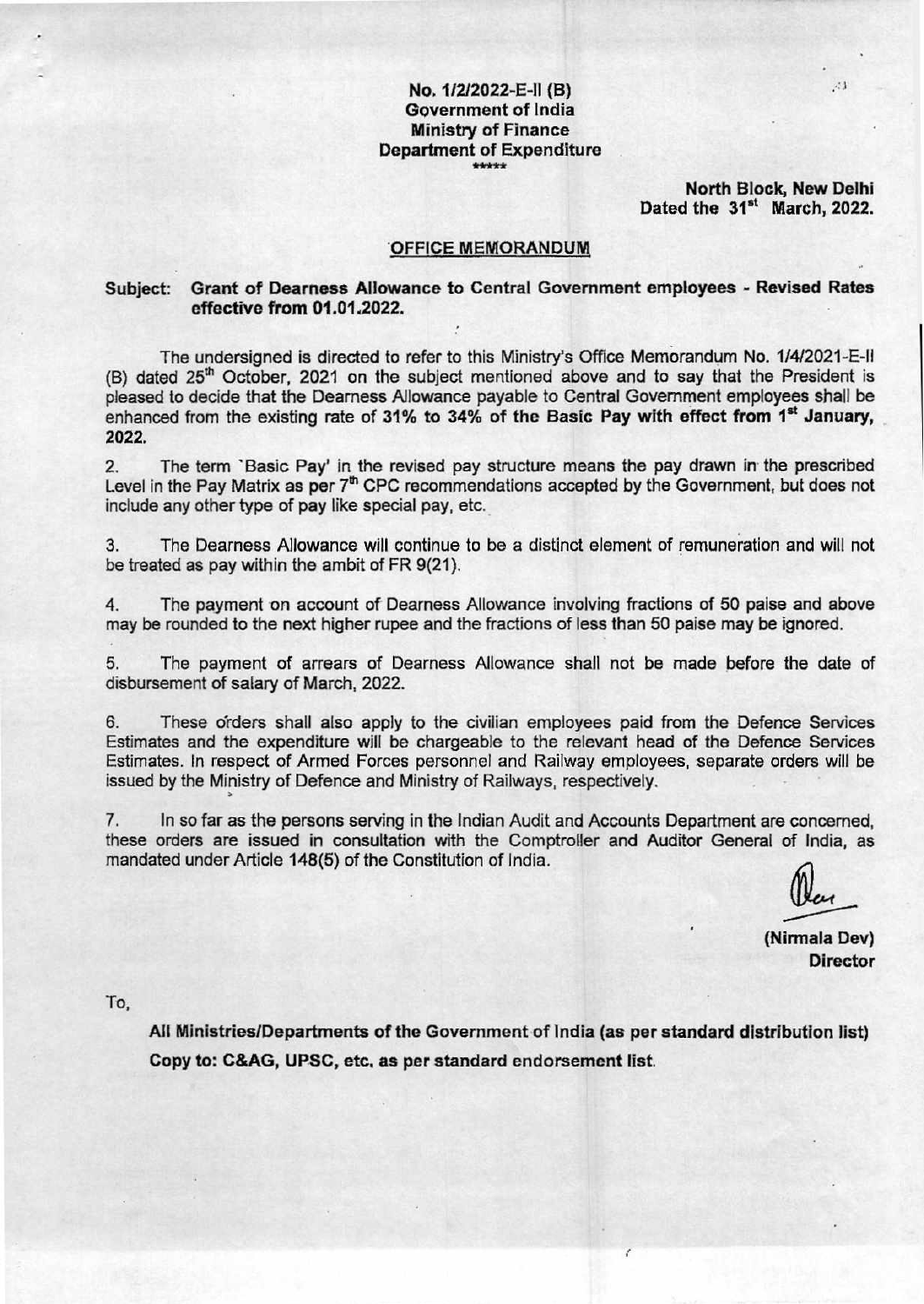**No. 1/2/2022-E-II (B)**
**Government of India**
**Ministry of Finance**
**Department of Expenditure**
\*\*\*\*\*

**North Block, New Delhi**
**Dated the 31st March, 2022.**

## OFFICE MEMORANDUM

**Subject: Grant of Dearness Allowance to Central Government employees - Revised Rates effective from 01.01.2022.**

The undersigned is directed to refer to this Ministry's Office Memorandum No. 1/4/2021-E-II (B) dated 25th October, 2021 on the subject mentioned above and to say that the President is pleased to decide that the Dearness Allowance payable to Central Government employees shall be enhanced from the existing rate of **31% to 34% of the Basic Pay with effect from 1st January, 2022.**

2. The term 'Basic Pay' in the revised pay structure means the pay drawn in the prescribed Level in the Pay Matrix as per 7th CPC recommendations accepted by the Government, but does not include any other type of pay like special pay, etc.

3. The Dearness Allowance will continue to be a distinct element of remuneration and will not be treated as pay within the ambit of FR 9(21).

4. The payment on account of Dearness Allowance involving fractions of 50 paise and above may be rounded to the next higher rupee and the fractions of less than 50 paise may be ignored.

5. The payment of arrears of Dearness Allowance shall not be made before the date of disbursement of salary of March, 2022.

6. These orders shall also apply to the civilian employees paid from the Defence Services Estimates and the expenditure will be chargeable to the relevant head of the Defence Services Estimates. In respect of Armed Forces personnel and Railway employees, separate orders will be issued by the Ministry of Defence and Ministry of Railways, respectively.

7. In so far as the persons serving in the Indian Audit and Accounts Department are concerned, these orders are issued in consultation with the Comptroller and Auditor General of India, as mandated under Article 148(5) of the Constitution of India.

**(Nirmala Dev)**
**Director**

To,

**All Ministries/Departments of the Government of India (as per standard distribution list)**
**Copy to: C&AG, UPSC, etc. as per standard endorsement list.**